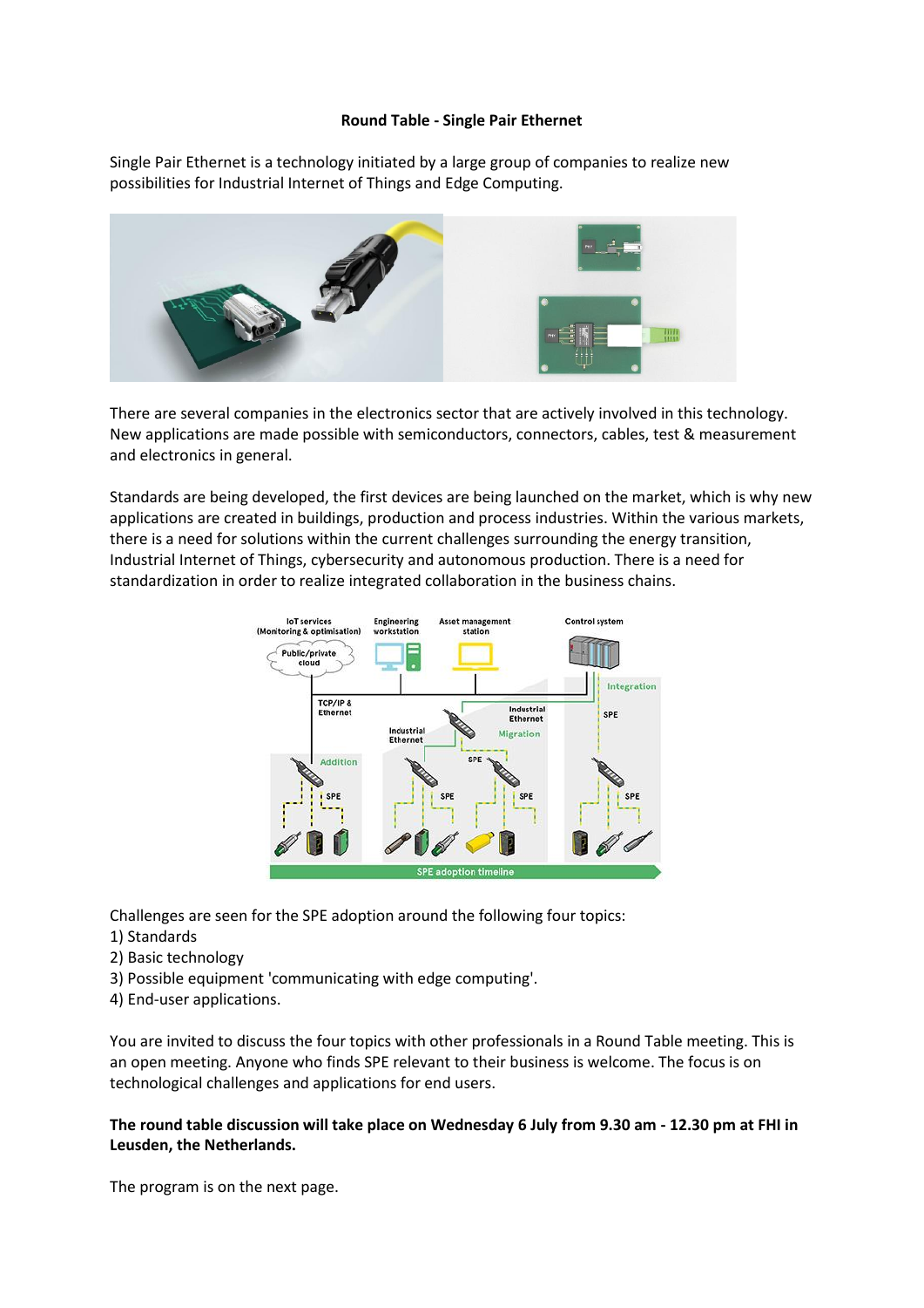# Round Table - Single Pair Ethernet

Single Pair Ethernet is a technology initiated by a large group of companies to realize new possibilities for Industrial Internet of Things and Edge Computing.

There are several companies in the electronics sector that are actively involved in this technology. New applications are made possible with semiconductors, connectors, cables, test & measurement and electronics in general.

Standards are being developed, the first devices are being launched on the market, which is why new applications are created in buildings, production and process industries. Within the various markets, there is a need for solutions within the current challenges surrounding the energy transition, Industrial Internet of Things, cybersecurity and autonomous production. There is a need for standardization in order to realize integrated collaboration in the business chains.

Challenges are seen for the SPE adoption around the following four topics:

1) Standards
2) Basic technology
3) Possible equipment 'communicating with edge computing'.
4) End-user applications.

You are invited to discuss the four topics with other professionals in a Round Table meeting. This is an open meeting. Anyone who finds SPE relevant to their business is welcome. The focus is on technological challenges and applications for end users.

**The round table discussion will take place on Wednesday 6 July from 9.30 am - 12.30 pm at FHI in Leusden, the Netherlands.**

The program is on the next page.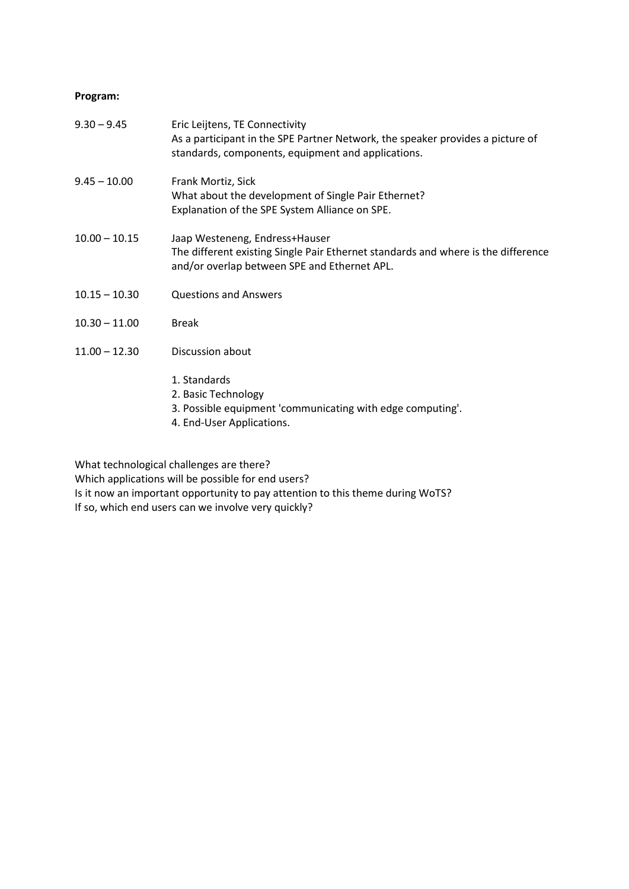**Program:**

| | |
|---|---|
| 9.30 – 9.45 | Eric Leijtens, TE Connectivity<br>As a participant in the SPE Partner Network, the speaker provides a picture of standards, components, equipment and applications. |
| 9.45 – 10.00 | Frank Mortiz, Sick<br>What about the development of Single Pair Ethernet?<br>Explanation of the SPE System Alliance on SPE. |
| 10.00 – 10.15 | Jaap Westeneng, Endress+Hauser<br>The different existing Single Pair Ethernet standards and where is the difference and/or overlap between SPE and Ethernet APL. |
| 10.15 – 10.30 | Questions and Answers |
| 10.30 – 11.00 | Break |
| 11.00 – 12.30 | Discussion about<br>1. Standards<br>2. Basic Technology<br>3. Possible equipment 'communicating with edge computing'.<br>4. End-User Applications. |

What technological challenges are there?
Which applications will be possible for end users?
Is it now an important opportunity to pay attention to this theme during WoTS?
If so, which end users can we involve very quickly?